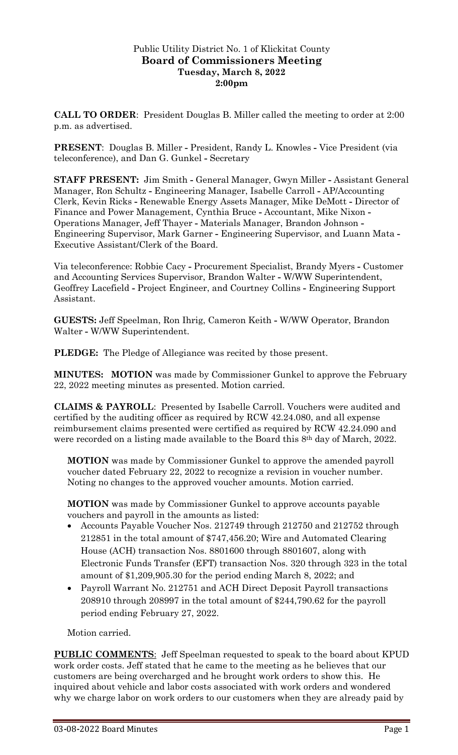Public Utility District No. 1 of Klickitat County
**Board of Commissioners Meeting**
**Tuesday, March 8, 2022**
**2:00pm**

**CALL TO ORDER**: President Douglas B. Miller called the meeting to order at 2:00 p.m. as advertised.

**PRESENT**: Douglas B. Miller - President, Randy L. Knowles - Vice President (via teleconference), and Dan G. Gunkel - Secretary

**STAFF PRESENT:** Jim Smith - General Manager, Gwyn Miller - Assistant General Manager, Ron Schultz - Engineering Manager, Isabelle Carroll - AP/Accounting Clerk, Kevin Ricks - Renewable Energy Assets Manager, Mike DeMott - Director of Finance and Power Management, Cynthia Bruce - Accountant, Mike Nixon - Operations Manager, Jeff Thayer - Materials Manager, Brandon Johnson - Engineering Supervisor, Mark Garner - Engineering Supervisor, and Luann Mata - Executive Assistant/Clerk of the Board.

Via teleconference: Robbie Cacy - Procurement Specialist, Brandy Myers - Customer and Accounting Services Supervisor, Brandon Walter - W/WW Superintendent, Geoffrey Lacefield - Project Engineer, and Courtney Collins - Engineering Support Assistant.

**GUESTS:** Jeff Speelman, Ron Ihrig, Cameron Keith - W/WW Operator, Brandon Walter - W/WW Superintendent.

**PLEDGE:** The Pledge of Allegiance was recited by those present.

**MINUTES: MOTION** was made by Commissioner Gunkel to approve the February 22, 2022 meeting minutes as presented. Motion carried.

**CLAIMS & PAYROLL**: Presented by Isabelle Carroll. Vouchers were audited and certified by the auditing officer as required by RCW 42.24.080, and all expense reimbursement claims presented were certified as required by RCW 42.24.090 and were recorded on a listing made available to the Board this 8th day of March, 2022.

**MOTION** was made by Commissioner Gunkel to approve the amended payroll voucher dated February 22, 2022 to recognize a revision in voucher number. Noting no changes to the approved voucher amounts. Motion carried.

**MOTION** was made by Commissioner Gunkel to approve accounts payable vouchers and payroll in the amounts as listed:

- Accounts Payable Voucher Nos. 212749 through 212750 and 212752 through 212851 in the total amount of $747,456.20; Wire and Automated Clearing House (ACH) transaction Nos. 8801600 through 8801607, along with Electronic Funds Transfer (EFT) transaction Nos. 320 through 323 in the total amount of $1,209,905.30 for the period ending March 8, 2022; and
- Payroll Warrant No. 212751 and ACH Direct Deposit Payroll transactions 208910 through 208997 in the total amount of $244,790.62 for the payroll period ending February 27, 2022.

Motion carried.

**PUBLIC COMMENTS**: Jeff Speelman requested to speak to the board about KPUD work order costs. Jeff stated that he came to the meeting as he believes that our customers are being overcharged and he brought work orders to show this. He inquired about vehicle and labor costs associated with work orders and wondered why we charge labor on work orders to our customers when they are already paid by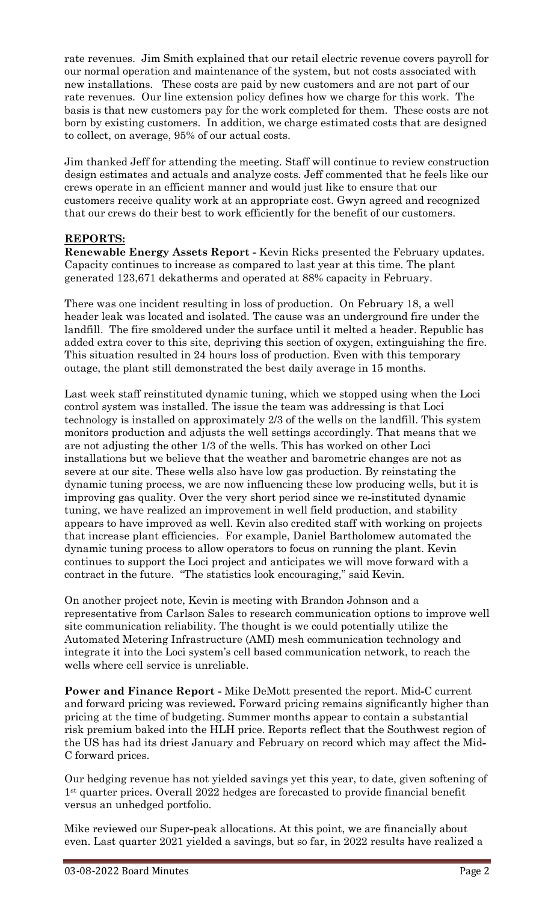rate revenues. Jim Smith explained that our retail electric revenue covers payroll for our normal operation and maintenance of the system, but not costs associated with new installations. These costs are paid by new customers and are not part of our rate revenues. Our line extension policy defines how we charge for this work. The basis is that new customers pay for the work completed for them. These costs are not born by existing customers. In addition, we charge estimated costs that are designed to collect, on average, 95% of our actual costs.

Jim thanked Jeff for attending the meeting. Staff will continue to review construction design estimates and actuals and analyze costs. Jeff commented that he feels like our crews operate in an efficient manner and would just like to ensure that our customers receive quality work at an appropriate cost. Gwyn agreed and recognized that our crews do their best to work efficiently for the benefit of our customers.

## REPORTS:

**Renewable Energy Assets Report -** Kevin Ricks presented the February updates. Capacity continues to increase as compared to last year at this time. The plant generated 123,671 dekatherms and operated at 88% capacity in February.

There was one incident resulting in loss of production. On February 18, a well header leak was located and isolated. The cause was an underground fire under the landfill. The fire smoldered under the surface until it melted a header. Republic has added extra cover to this site, depriving this section of oxygen, extinguishing the fire. This situation resulted in 24 hours loss of production. Even with this temporary outage, the plant still demonstrated the best daily average in 15 months.

Last week staff reinstituted dynamic tuning, which we stopped using when the Loci control system was installed. The issue the team was addressing is that Loci technology is installed on approximately 2/3 of the wells on the landfill. This system monitors production and adjusts the well settings accordingly. That means that we are not adjusting the other 1/3 of the wells. This has worked on other Loci installations but we believe that the weather and barometric changes are not as severe at our site. These wells also have low gas production. By reinstating the dynamic tuning process, we are now influencing these low producing wells, but it is improving gas quality. Over the very short period since we re-instituted dynamic tuning, we have realized an improvement in well field production, and stability appears to have improved as well. Kevin also credited staff with working on projects that increase plant efficiencies. For example, Daniel Bartholomew automated the dynamic tuning process to allow operators to focus on running the plant. Kevin continues to support the Loci project and anticipates we will move forward with a contract in the future. "The statistics look encouraging," said Kevin.

On another project note, Kevin is meeting with Brandon Johnson and a representative from Carlson Sales to research communication options to improve well site communication reliability. The thought is we could potentially utilize the Automated Metering Infrastructure (AMI) mesh communication technology and integrate it into the Loci system's cell based communication network, to reach the wells where cell service is unreliable.

**Power and Finance Report -** Mike DeMott presented the report. Mid-C current and forward pricing was reviewed**.** Forward pricing remains significantly higher than pricing at the time of budgeting. Summer months appear to contain a substantial risk premium baked into the HLH price. Reports reflect that the Southwest region of the US has had its driest January and February on record which may affect the Mid-C forward prices.

Our hedging revenue has not yielded savings yet this year, to date, given softening of 1st quarter prices. Overall 2022 hedges are forecasted to provide financial benefit versus an unhedged portfolio.

Mike reviewed our Super-peak allocations. At this point, we are financially about even. Last quarter 2021 yielded a savings, but so far, in 2022 results have realized a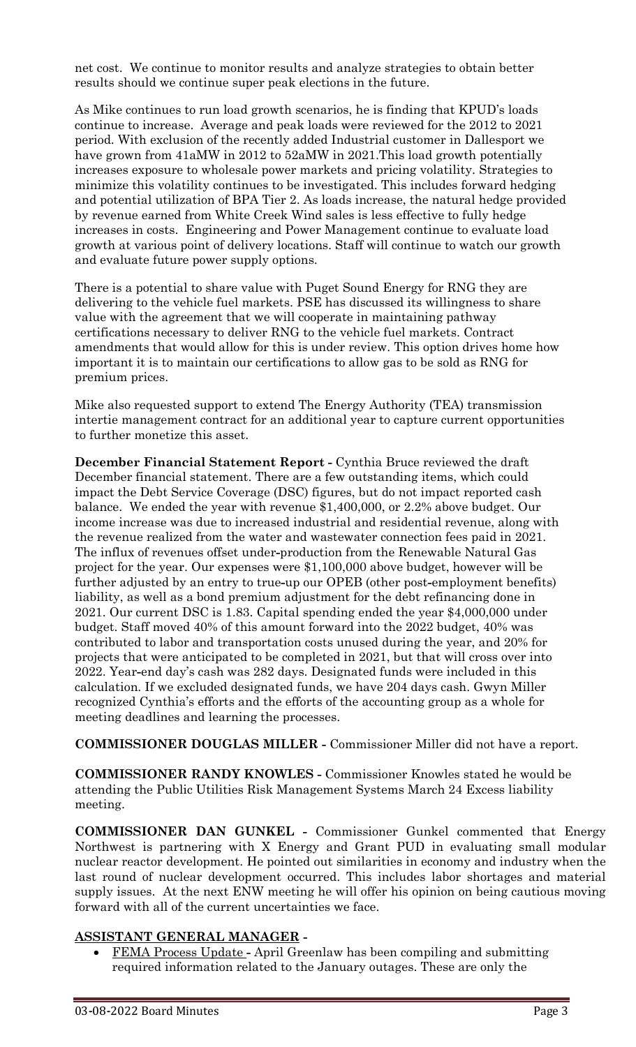net cost. We continue to monitor results and analyze strategies to obtain better results should we continue super peak elections in the future.

As Mike continues to run load growth scenarios, he is finding that KPUD's loads continue to increase. Average and peak loads were reviewed for the 2012 to 2021 period. With exclusion of the recently added Industrial customer in Dallesport we have grown from 41aMW in 2012 to 52aMW in 2021.This load growth potentially increases exposure to wholesale power markets and pricing volatility. Strategies to minimize this volatility continues to be investigated. This includes forward hedging and potential utilization of BPA Tier 2. As loads increase, the natural hedge provided by revenue earned from White Creek Wind sales is less effective to fully hedge increases in costs. Engineering and Power Management continue to evaluate load growth at various point of delivery locations. Staff will continue to watch our growth and evaluate future power supply options.

There is a potential to share value with Puget Sound Energy for RNG they are delivering to the vehicle fuel markets. PSE has discussed its willingness to share value with the agreement that we will cooperate in maintaining pathway certifications necessary to deliver RNG to the vehicle fuel markets. Contract amendments that would allow for this is under review. This option drives home how important it is to maintain our certifications to allow gas to be sold as RNG for premium prices.

Mike also requested support to extend The Energy Authority (TEA) transmission intertie management contract for an additional year to capture current opportunities to further monetize this asset.

**December Financial Statement Report -** Cynthia Bruce reviewed the draft December financial statement. There are a few outstanding items, which could impact the Debt Service Coverage (DSC) figures, but do not impact reported cash balance. We ended the year with revenue $1,400,000, or 2.2% above budget. Our income increase was due to increased industrial and residential revenue, along with the revenue realized from the water and wastewater connection fees paid in 2021. The influx of revenues offset under-production from the Renewable Natural Gas project for the year. Our expenses were $1,100,000 above budget, however will be further adjusted by an entry to true-up our OPEB (other post-employment benefits) liability, as well as a bond premium adjustment for the debt refinancing done in 2021. Our current DSC is 1.83. Capital spending ended the year $4,000,000 under budget. Staff moved 40% of this amount forward into the 2022 budget, 40% was contributed to labor and transportation costs unused during the year, and 20% for projects that were anticipated to be completed in 2021, but that will cross over into 2022. Year-end day's cash was 282 days. Designated funds were included in this calculation. If we excluded designated funds, we have 204 days cash. Gwyn Miller recognized Cynthia's efforts and the efforts of the accounting group as a whole for meeting deadlines and learning the processes.

**COMMISSIONER DOUGLAS MILLER -** Commissioner Miller did not have a report.

**COMMISSIONER RANDY KNOWLES -** Commissioner Knowles stated he would be attending the Public Utilities Risk Management Systems March 24 Excess liability meeting.

**COMMISSIONER DAN GUNKEL -** Commissioner Gunkel commented that Energy Northwest is partnering with X Energy and Grant PUD in evaluating small modular nuclear reactor development. He pointed out similarities in economy and industry when the last round of nuclear development occurred. This includes labor shortages and material supply issues. At the next ENW meeting he will offer his opinion on being cautious moving forward with all of the current uncertainties we face.

**ASSISTANT GENERAL MANAGER -**

- FEMA Process Update - April Greenlaw has been compiling and submitting required information related to the January outages. These are only the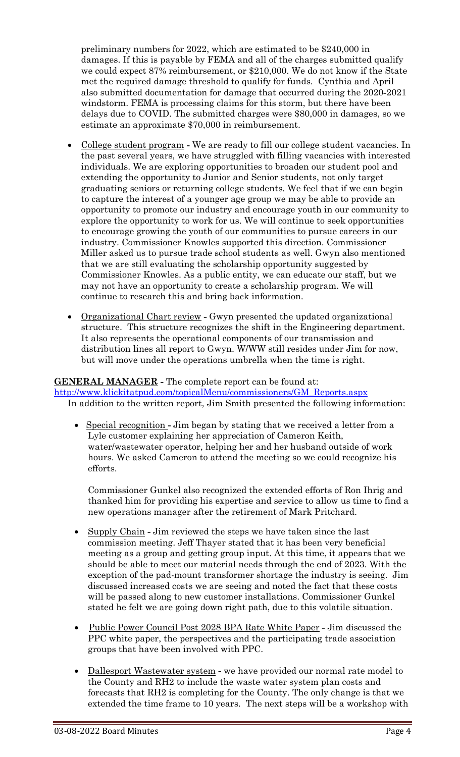preliminary numbers for 2022, which are estimated to be $240,000 in damages. If this is payable by FEMA and all of the charges submitted qualify we could expect 87% reimbursement, or $210,000. We do not know if the State met the required damage threshold to qualify for funds. Cynthia and April also submitted documentation for damage that occurred during the 2020-2021 windstorm. FEMA is processing claims for this storm, but there have been delays due to COVID. The submitted charges were $80,000 in damages, so we estimate an approximate $70,000 in reimbursement.

- College student program - We are ready to fill our college student vacancies. In the past several years, we have struggled with filling vacancies with interested individuals. We are exploring opportunities to broaden our student pool and extending the opportunity to Junior and Senior students, not only target graduating seniors or returning college students. We feel that if we can begin to capture the interest of a younger age group we may be able to provide an opportunity to promote our industry and encourage youth in our community to explore the opportunity to work for us. We will continue to seek opportunities to encourage growing the youth of our communities to pursue careers in our industry. Commissioner Knowles supported this direction. Commissioner Miller asked us to pursue trade school students as well. Gwyn also mentioned that we are still evaluating the scholarship opportunity suggested by Commissioner Knowles. As a public entity, we can educate our staff, but we may not have an opportunity to create a scholarship program. We will continue to research this and bring back information.

- Organizational Chart review - Gwyn presented the updated organizational structure. This structure recognizes the shift in the Engineering department. It also represents the operational components of our transmission and distribution lines all report to Gwyn. W/WW still resides under Jim for now, but will move under the operations umbrella when the time is right.

**GENERAL MANAGER** - The complete report can be found at: http://www.klickitatpud.com/topicalMenu/commissioners/GM_Reports.aspx

In addition to the written report, Jim Smith presented the following information:

- Special recognition - Jim began by stating that we received a letter from a Lyle customer explaining her appreciation of Cameron Keith, water/wastewater operator, helping her and her husband outside of work hours. We asked Cameron to attend the meeting so we could recognize his efforts.

  Commissioner Gunkel also recognized the extended efforts of Ron Ihrig and thanked him for providing his expertise and service to allow us time to find a new operations manager after the retirement of Mark Pritchard.

- Supply Chain - Jim reviewed the steps we have taken since the last commission meeting. Jeff Thayer stated that it has been very beneficial meeting as a group and getting group input. At this time, it appears that we should be able to meet our material needs through the end of 2023. With the exception of the pad-mount transformer shortage the industry is seeing. Jim discussed increased costs we are seeing and noted the fact that these costs will be passed along to new customer installations. Commissioner Gunkel stated he felt we are going down right path, due to this volatile situation.

- Public Power Council Post 2028 BPA Rate White Paper - Jim discussed the PPC white paper, the perspectives and the participating trade association groups that have been involved with PPC.

- Dallesport Wastewater system - we have provided our normal rate model to the County and RH2 to include the waste water system plan costs and forecasts that RH2 is completing for the County. The only change is that we extended the time frame to 10 years. The next steps will be a workshop with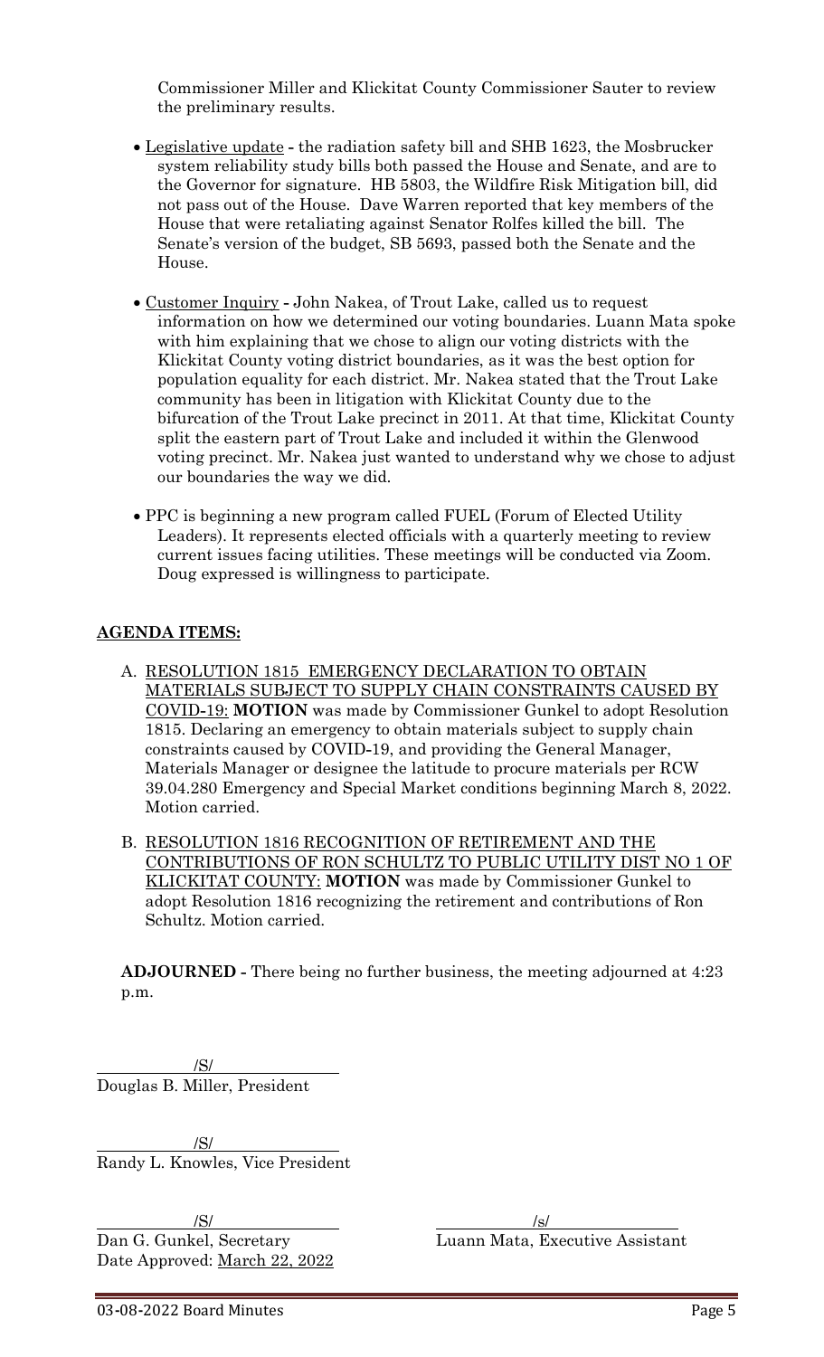Commissioner Miller and Klickitat County Commissioner Sauter to review the preliminary results.

- Legislative update - the radiation safety bill and SHB 1623, the Mosbrucker system reliability study bills both passed the House and Senate, and are to the Governor for signature. HB 5803, the Wildfire Risk Mitigation bill, did not pass out of the House. Dave Warren reported that key members of the House that were retaliating against Senator Rolfes killed the bill. The Senate's version of the budget, SB 5693, passed both the Senate and the House.

- Customer Inquiry - John Nakea, of Trout Lake, called us to request information on how we determined our voting boundaries. Luann Mata spoke with him explaining that we chose to align our voting districts with the Klickitat County voting district boundaries, as it was the best option for population equality for each district. Mr. Nakea stated that the Trout Lake community has been in litigation with Klickitat County due to the bifurcation of the Trout Lake precinct in 2011. At that time, Klickitat County split the eastern part of Trout Lake and included it within the Glenwood voting precinct. Mr. Nakea just wanted to understand why we chose to adjust our boundaries the way we did.

- PPC is beginning a new program called FUEL (Forum of Elected Utility Leaders). It represents elected officials with a quarterly meeting to review current issues facing utilities. These meetings will be conducted via Zoom. Doug expressed is willingness to participate.

## AGENDA ITEMS:

A. RESOLUTION 1815 EMERGENCY DECLARATION TO OBTAIN MATERIALS SUBJECT TO SUPPLY CHAIN CONSTRAINTS CAUSED BY COVID-19: **MOTION** was made by Commissioner Gunkel to adopt Resolution 1815. Declaring an emergency to obtain materials subject to supply chain constraints caused by COVID-19, and providing the General Manager, Materials Manager or designee the latitude to procure materials per RCW 39.04.280 Emergency and Special Market conditions beginning March 8, 2022. Motion carried.

B. RESOLUTION 1816 RECOGNITION OF RETIREMENT AND THE CONTRIBUTIONS OF RON SCHULTZ TO PUBLIC UTILITY DIST NO 1 OF KLICKITAT COUNTY: **MOTION** was made by Commissioner Gunkel to adopt Resolution 1816 recognizing the retirement and contributions of Ron Schultz. Motion carried.

**ADJOURNED -** There being no further business, the meeting adjourned at 4:23 p.m.

/S/
Douglas B. Miller, President

/S/
Randy L. Knowles, Vice President

/S/
Dan G. Gunkel, Secretary
Date Approved: March 22, 2022

/s/
Luann Mata, Executive Assistant